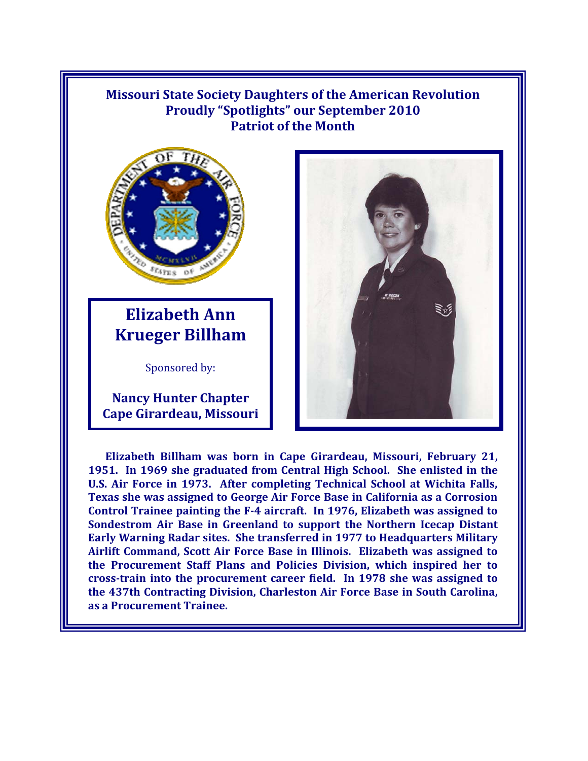**Missouri State Society Daughters of the American Revolution**
**Proudly "Spotlights" our September 2010**
**Patriot of the Month**

# Elizabeth Ann Krueger Billham

Sponsored by:

**Nancy Hunter Chapter**
**Cape Girardeau, Missouri**

**Elizabeth Billham was born in Cape Girardeau, Missouri, February 21, 1951. In 1969 she graduated from Central High School. She enlisted in the U.S. Air Force in 1973. After completing Technical School at Wichita Falls, Texas she was assigned to George Air Force Base in California as a Corrosion Control Trainee painting the F-4 aircraft. In 1976, Elizabeth was assigned to Sondestrom Air Base in Greenland to support the Northern Icecap Distant Early Warning Radar sites. She transferred in 1977 to Headquarters Military Airlift Command, Scott Air Force Base in Illinois. Elizabeth was assigned to the Procurement Staff Plans and Policies Division, which inspired her to cross-train into the procurement career field. In 1978 she was assigned to the 437th Contracting Division, Charleston Air Force Base in South Carolina, as a Procurement Trainee.**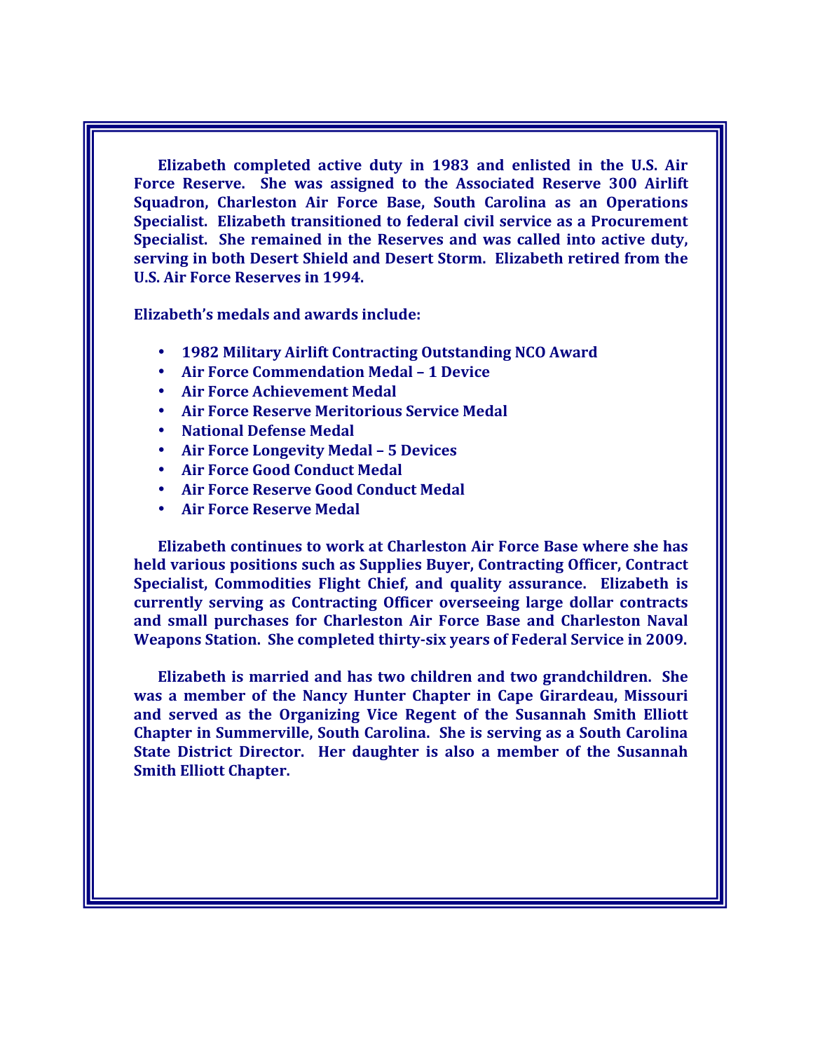Elizabeth completed active duty in 1983 and enlisted in the U.S. Air Force Reserve. She was assigned to the Associated Reserve 300 Airlift Squadron, Charleston Air Force Base, South Carolina as an Operations Specialist. Elizabeth transitioned to federal civil service as a Procurement Specialist. She remained in the Reserves and was called into active duty, serving in both Desert Shield and Desert Storm. Elizabeth retired from the U.S. Air Force Reserves in 1994.

Elizabeth's medals and awards include:

- 1982 Military Airlift Contracting Outstanding NCO Award
- Air Force Commendation Medal – 1 Device
- Air Force Achievement Medal
- Air Force Reserve Meritorious Service Medal
- National Defense Medal
- Air Force Longevity Medal – 5 Devices
- Air Force Good Conduct Medal
- Air Force Reserve Good Conduct Medal
- Air Force Reserve Medal

Elizabeth continues to work at Charleston Air Force Base where she has held various positions such as Supplies Buyer, Contracting Officer, Contract Specialist, Commodities Flight Chief, and quality assurance. Elizabeth is currently serving as Contracting Officer overseeing large dollar contracts and small purchases for Charleston Air Force Base and Charleston Naval Weapons Station. She completed thirty-six years of Federal Service in 2009.

Elizabeth is married and has two children and two grandchildren. She was a member of the Nancy Hunter Chapter in Cape Girardeau, Missouri and served as the Organizing Vice Regent of the Susannah Smith Elliott Chapter in Summerville, South Carolina. She is serving as a South Carolina State District Director. Her daughter is also a member of the Susannah Smith Elliott Chapter.